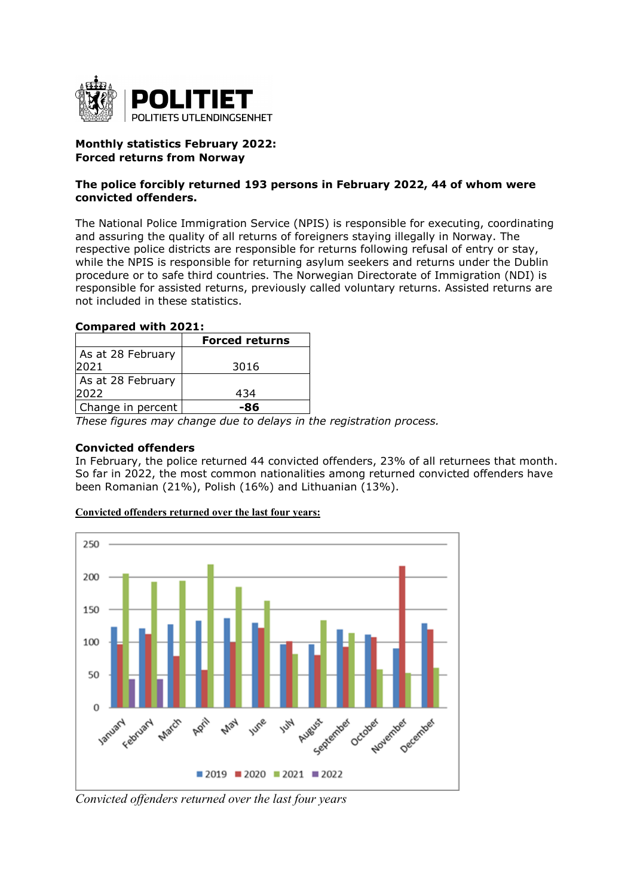**POLITIET**
POLITIETS UTLENDINGSENHET

**Monthly statistics February 2022:**
**Forced returns from Norway**

**The police forcibly returned 193 persons in February 2022, 44 of whom were convicted offenders.**

The National Police Immigration Service (NPIS) is responsible for executing, coordinating and assuring the quality of all returns of foreigners staying illegally in Norway. The respective police districts are responsible for returns following refusal of entry or stay, while the NPIS is responsible for returning asylum seekers and returns under the Dublin procedure or to safe third countries. The Norwegian Directorate of Immigration (NDI) is responsible for assisted returns, previously called voluntary returns. Assisted returns are not included in these statistics.

**Compared with 2021:**

| | Forced returns |
|---|---|
| As at 28 February 2021 | 3016 |
| As at 28 February 2022 | 434 |
| Change in percent | **-86** |

*These figures may change due to delays in the registration process.*

**Convicted offenders**

In February, the police returned 44 convicted offenders, 23% of all returnees that month. So far in 2022, the most common nationalities among returned convicted offenders have been Romanian (21%), Polish (16%) and Lithuanian (13%).

**Convicted offenders returned over the last four years:**

*Convicted offenders returned over the last four years*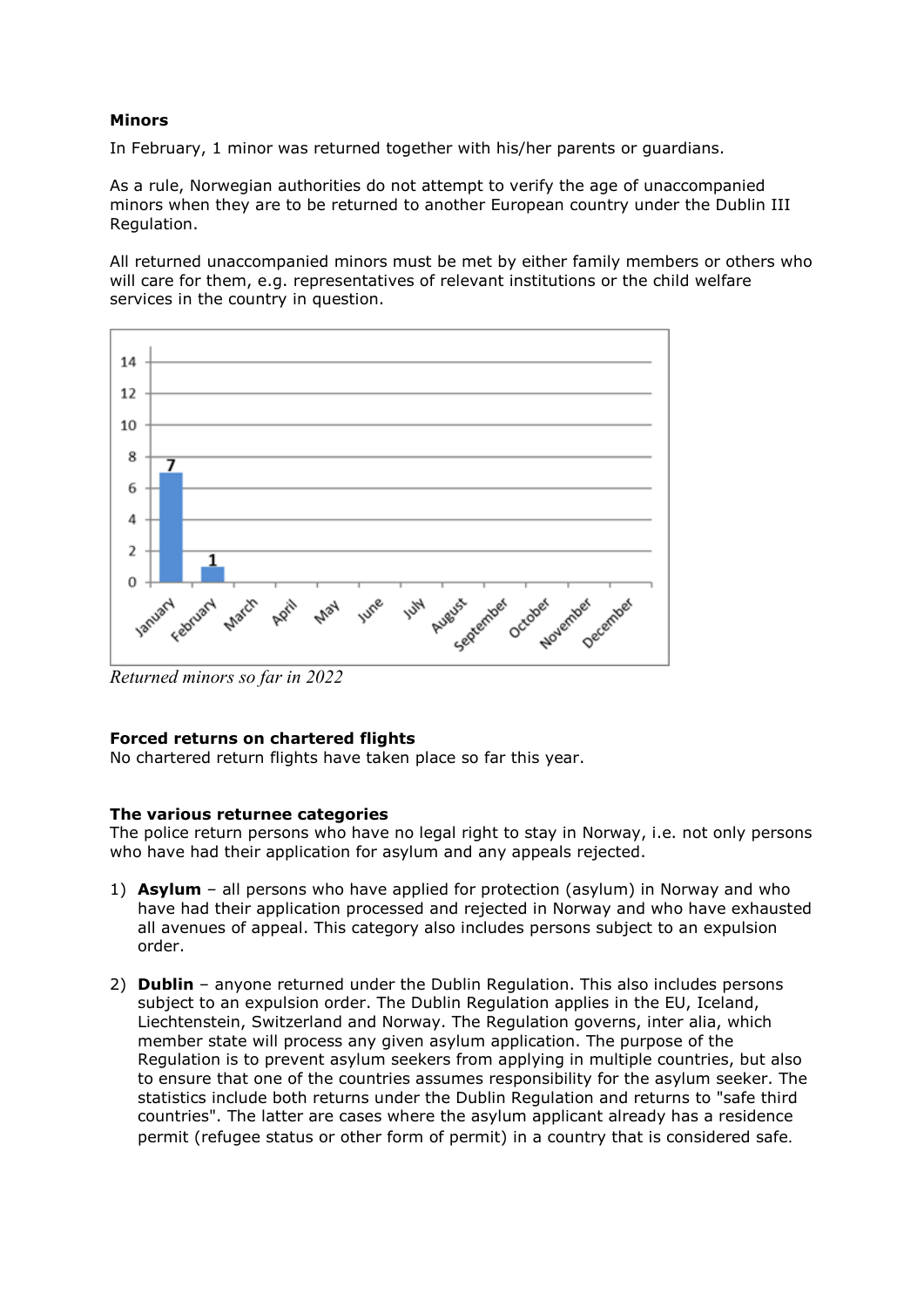**Minors**

In February, 1 minor was returned together with his/her parents or guardians.

As a rule, Norwegian authorities do not attempt to verify the age of unaccompanied minors when they are to be returned to another European country under the Dublin III Regulation.

All returned unaccompanied minors must be met by either family members or others who will care for them, e.g. representatives of relevant institutions or the child welfare services in the country in question.

*Returned minors so far in 2022*

**Forced returns on chartered flights**

No chartered return flights have taken place so far this year.

**The various returnee categories**

The police return persons who have no legal right to stay in Norway, i.e. not only persons who have had their application for asylum and any appeals rejected.

1) **Asylum** – all persons who have applied for protection (asylum) in Norway and who have had their application processed and rejected in Norway and who have exhausted all avenues of appeal. This category also includes persons subject to an expulsion order.

2) **Dublin** – anyone returned under the Dublin Regulation. This also includes persons subject to an expulsion order. The Dublin Regulation applies in the EU, Iceland, Liechtenstein, Switzerland and Norway. The Regulation governs, inter alia, which member state will process any given asylum application. The purpose of the Regulation is to prevent asylum seekers from applying in multiple countries, but also to ensure that one of the countries assumes responsibility for the asylum seeker. The statistics include both returns under the Dublin Regulation and returns to "safe third countries". The latter are cases where the asylum applicant already has a residence permit (refugee status or other form of permit) in a country that is considered safe.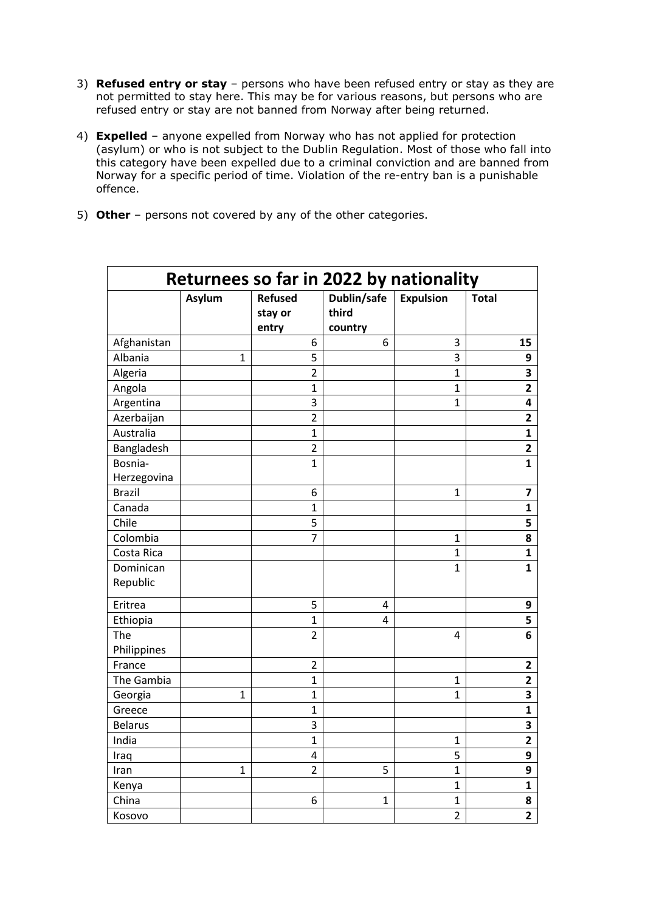3) **Refused entry or stay** – persons who have been refused entry or stay as they are not permitted to stay here. This may be for various reasons, but persons who are refused entry or stay are not banned from Norway after being returned.

4) **Expelled** – anyone expelled from Norway who has not applied for protection (asylum) or who is not subject to the Dublin Regulation. Most of those who fall into this category have been expelled due to a criminal conviction and are banned from Norway for a specific period of time. Violation of the re-entry ban is a punishable offence.

5) **Other** – persons not covered by any of the other categories.

| **Returnees so far in 2022 by nationality** | | | | | |
|---|---|---|---|---|---|
| | **Asylum** | **Refused stay or entry** | **Dublin/safe third country** | **Expulsion** | **Total** |
| Afghanistan | | 6 | 6 | 3 | **15** |
| Albania | 1 | 5 | | 3 | **9** |
| Algeria | | 2 | | 1 | **3** |
| Angola | | 1 | | 1 | **2** |
| Argentina | | 3 | | 1 | **4** |
| Azerbaijan | | 2 | | | **2** |
| Australia | | 1 | | | **1** |
| Bangladesh | | 2 | | | **2** |
| Bosnia-Herzegovina | | 1 | | | **1** |
| Brazil | | 6 | | 1 | **7** |
| Canada | | 1 | | | **1** |
| Chile | | 5 | | | **5** |
| Colombia | | 7 | | 1 | **8** |
| Costa Rica | | | | 1 | **1** |
| Dominican Republic | | | | 1 | **1** |
| Eritrea | | 5 | 4 | | **9** |
| Ethiopia | | 1 | 4 | | **5** |
| The Philippines | | 2 | | 4 | **6** |
| France | | 2 | | | **2** |
| The Gambia | | 1 | | 1 | **2** |
| Georgia | 1 | 1 | | 1 | **3** |
| Greece | | 1 | | | **1** |
| Belarus | | 3 | | | **3** |
| India | | 1 | | 1 | **2** |
| Iraq | | 4 | | 5 | **9** |
| Iran | 1 | 2 | 5 | 1 | **9** |
| Kenya | | | | 1 | **1** |
| China | | 6 | 1 | 1 | **8** |
| Kosovo | | | | 2 | **2** |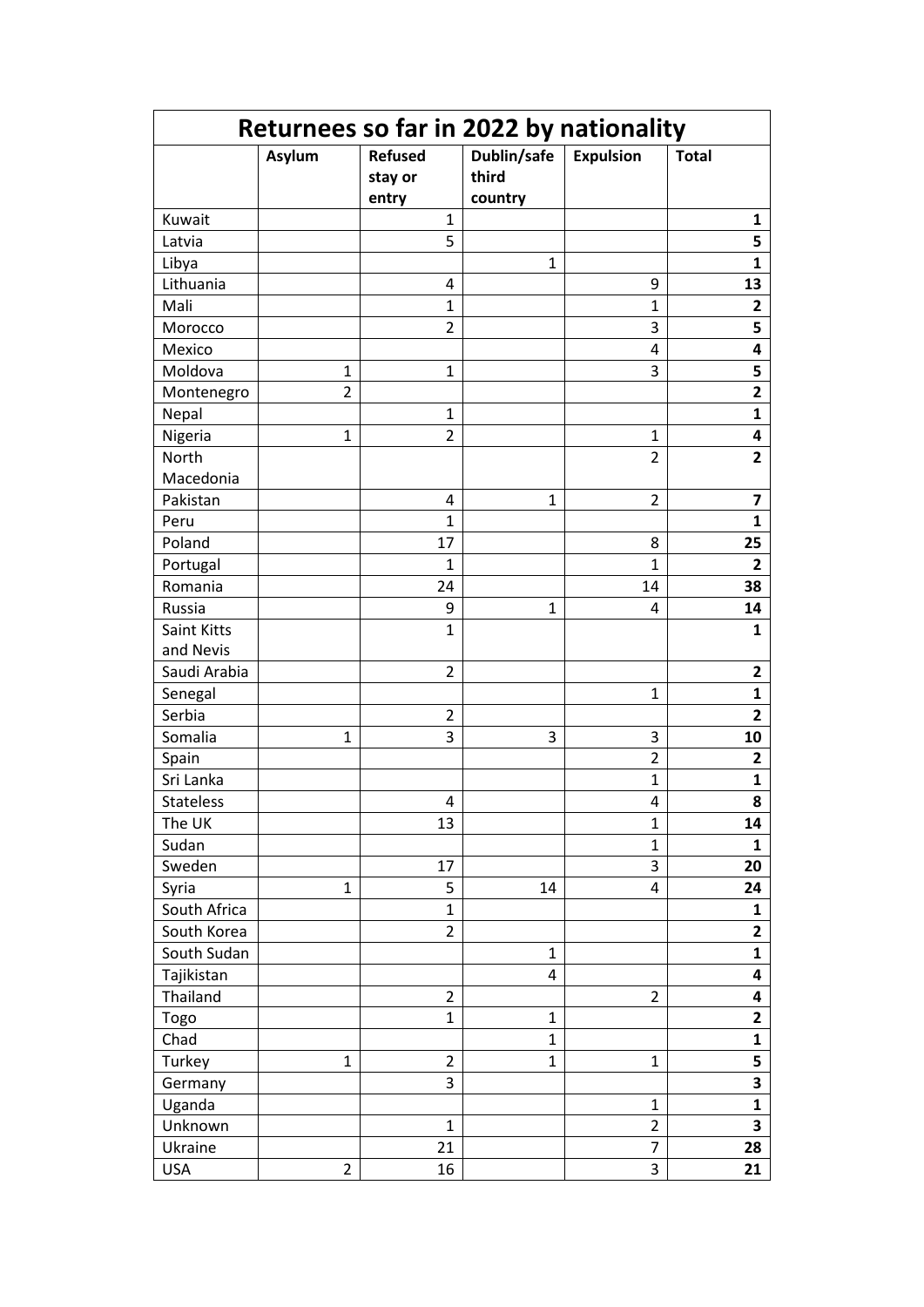| Returnees so far in 2022 by nationality | | | | | |
|---|---|---|---|---|---|
| | **Asylum** | **Refused stay or entry** | **Dublin/safe third country** | **Expulsion** | **Total** |
| Kuwait | | 1 | | | **1** |
| Latvia | | 5 | | | **5** |
| Libya | | | 1 | | **1** |
| Lithuania | | 4 | | 9 | **13** |
| Mali | | 1 | | 1 | **2** |
| Morocco | | 2 | | 3 | **5** |
| Mexico | | | | 4 | **4** |
| Moldova | 1 | 1 | | 3 | **5** |
| Montenegro | 2 | | | | **2** |
| Nepal | | 1 | | | **1** |
| Nigeria | 1 | 2 | | 1 | **4** |
| North Macedonia | | | | 2 | **2** |
| Pakistan | | 4 | 1 | 2 | **7** |
| Peru | | 1 | | | **1** |
| Poland | | 17 | | 8 | **25** |
| Portugal | | 1 | | 1 | **2** |
| Romania | | 24 | | 14 | **38** |
| Russia | | 9 | 1 | 4 | **14** |
| Saint Kitts and Nevis | | 1 | | | **1** |
| Saudi Arabia | | 2 | | | **2** |
| Senegal | | | | 1 | **1** |
| Serbia | | 2 | | | **2** |
| Somalia | 1 | 3 | 3 | 3 | **10** |
| Spain | | | | 2 | **2** |
| Sri Lanka | | | | 1 | **1** |
| Stateless | | 4 | | 4 | **8** |
| The UK | | 13 | | 1 | **14** |
| Sudan | | | | 1 | **1** |
| Sweden | | 17 | | 3 | **20** |
| Syria | 1 | 5 | 14 | 4 | **24** |
| South Africa | | 1 | | | **1** |
| South Korea | | 2 | | | **2** |
| South Sudan | | | 1 | | **1** |
| Tajikistan | | | 4 | | **4** |
| Thailand | | 2 | | 2 | **4** |
| Togo | | 1 | 1 | | **2** |
| Chad | | | 1 | | **1** |
| Turkey | 1 | 2 | 1 | 1 | **5** |
| Germany | | 3 | | | **3** |
| Uganda | | | | 1 | **1** |
| Unknown | | 1 | | 2 | **3** |
| Ukraine | | 21 | | 7 | **28** |
| USA | 2 | 16 | | 3 | **21** |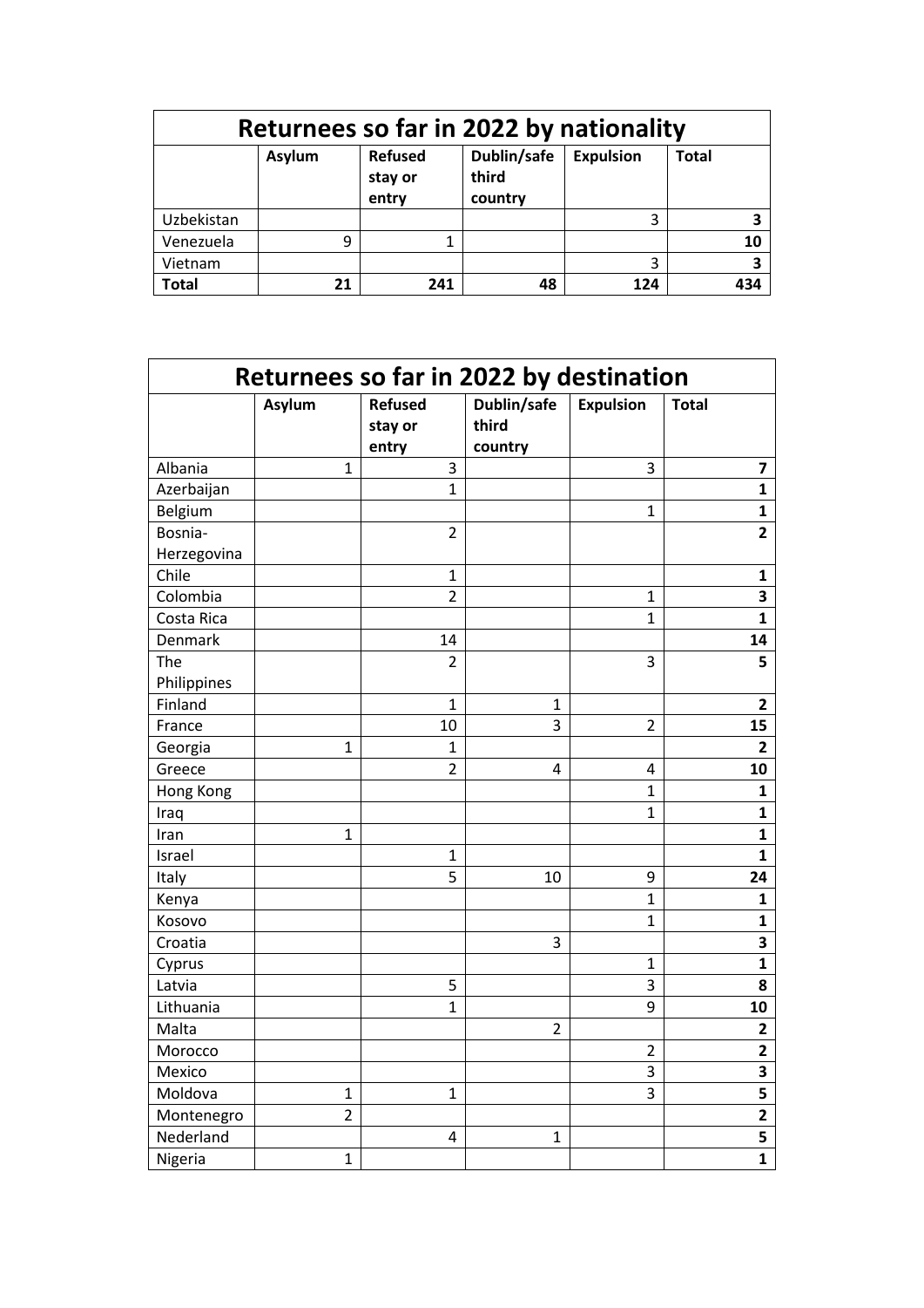| Returnees so far in 2022 by nationality | | | | | |
|---|---|---|---|---|---|
| | **Asylum** | **Refused stay or entry** | **Dublin/safe third country** | **Expulsion** | **Total** |
| Uzbekistan | | | | 3 | **3** |
| Venezuela | 9 | 1 | | | **10** |
| Vietnam | | | | 3 | **3** |
| **Total** | **21** | **241** | **48** | **124** | **434** |

| Returnees so far in 2022 by destination | | | | | |
|---|---|---|---|---|---|
| | **Asylum** | **Refused stay or entry** | **Dublin/safe third country** | **Expulsion** | **Total** |
| Albania | 1 | 3 | | 3 | **7** |
| Azerbaijan | | 1 | | | **1** |
| Belgium | | | | 1 | **1** |
| Bosnia-Herzegovina | | 2 | | | **2** |
| Chile | | 1 | | | **1** |
| Colombia | | 2 | | 1 | **3** |
| Costa Rica | | | | 1 | **1** |
| Denmark | | 14 | | | **14** |
| The Philippines | | 2 | | 3 | **5** |
| Finland | | 1 | 1 | | **2** |
| France | | 10 | 3 | 2 | **15** |
| Georgia | 1 | 1 | | | **2** |
| Greece | | 2 | 4 | 4 | **10** |
| Hong Kong | | | | 1 | **1** |
| Iraq | | | | 1 | **1** |
| Iran | 1 | | | | **1** |
| Israel | | 1 | | | **1** |
| Italy | | 5 | 10 | 9 | **24** |
| Kenya | | | | 1 | **1** |
| Kosovo | | | | 1 | **1** |
| Croatia | | | 3 | | **3** |
| Cyprus | | | | 1 | **1** |
| Latvia | | 5 | | 3 | **8** |
| Lithuania | | 1 | | 9 | **10** |
| Malta | | | 2 | | **2** |
| Morocco | | | | 2 | **2** |
| Mexico | | | | 3 | **3** |
| Moldova | 1 | 1 | | 3 | **5** |
| Montenegro | 2 | | | | **2** |
| Nederland | | 4 | 1 | | **5** |
| Nigeria | 1 | | | | **1** |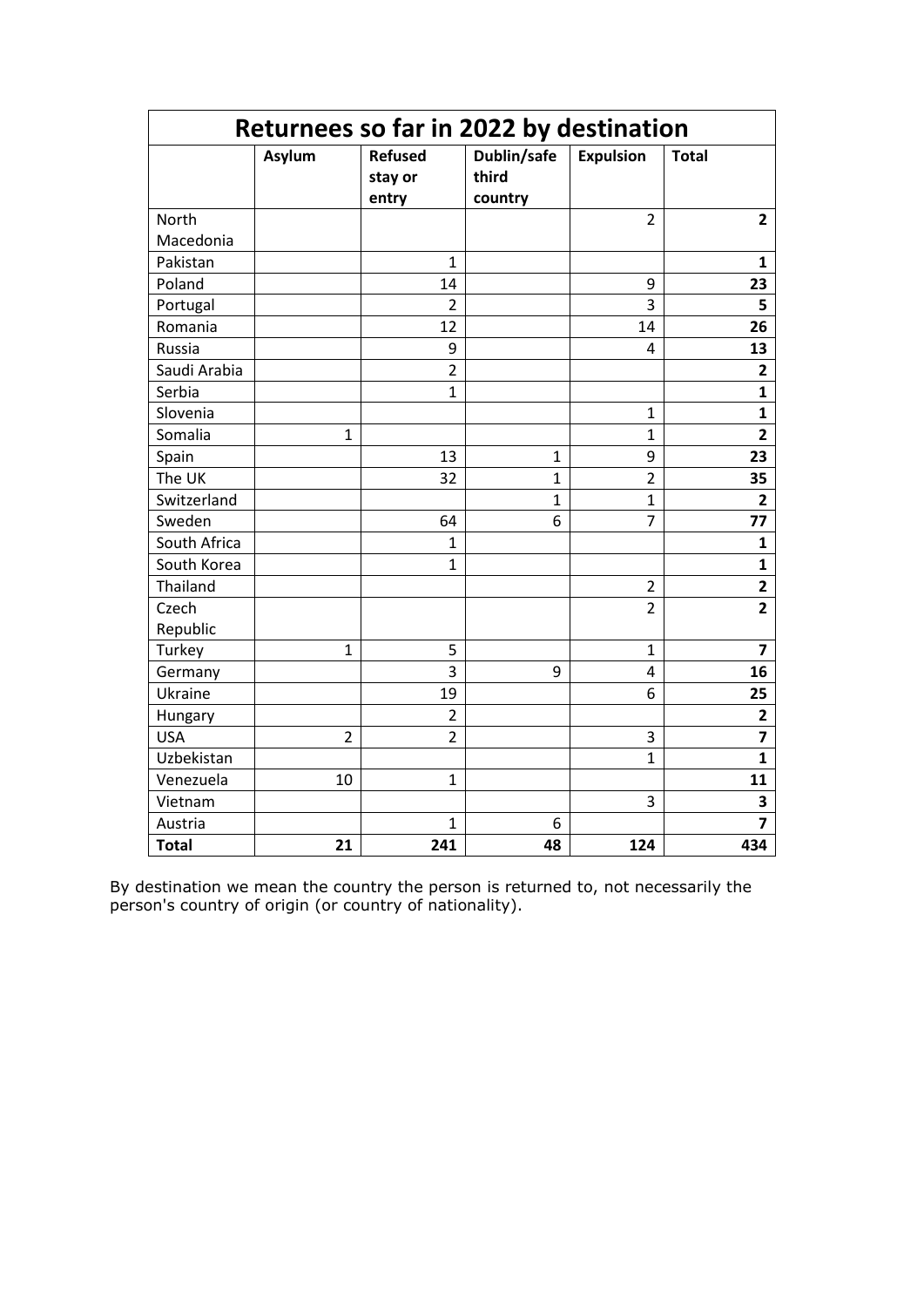| Returnees so far in 2022 by destination | | | | | |
|---|---|---|---|---|---|
| | **Asylum** | **Refused stay or entry** | **Dublin/safe third country** | **Expulsion** | **Total** |
| North Macedonia | | | | 2 | **2** |
| Pakistan | | 1 | | | **1** |
| Poland | | 14 | | 9 | **23** |
| Portugal | | 2 | | 3 | **5** |
| Romania | | 12 | | 14 | **26** |
| Russia | | 9 | | 4 | **13** |
| Saudi Arabia | | 2 | | | **2** |
| Serbia | | 1 | | | **1** |
| Slovenia | | | | 1 | **1** |
| Somalia | 1 | | | 1 | **2** |
| Spain | | 13 | 1 | 9 | **23** |
| The UK | | 32 | 1 | 2 | **35** |
| Switzerland | | | 1 | 1 | **2** |
| Sweden | | 64 | 6 | 7 | **77** |
| South Africa | | 1 | | | **1** |
| South Korea | | 1 | | | **1** |
| Thailand | | | | 2 | **2** |
| Czech Republic | | | | 2 | **2** |
| Turkey | 1 | 5 | | 1 | **7** |
| Germany | | 3 | 9 | 4 | **16** |
| Ukraine | | 19 | | 6 | **25** |
| Hungary | | 2 | | | **2** |
| USA | 2 | 2 | | 3 | **7** |
| Uzbekistan | | | | 1 | **1** |
| Venezuela | 10 | 1 | | | **11** |
| Vietnam | | | | 3 | **3** |
| Austria | | 1 | 6 | | **7** |
| **Total** | **21** | **241** | **48** | **124** | **434** |

By destination we mean the country the person is returned to, not necessarily the person's country of origin (or country of nationality).